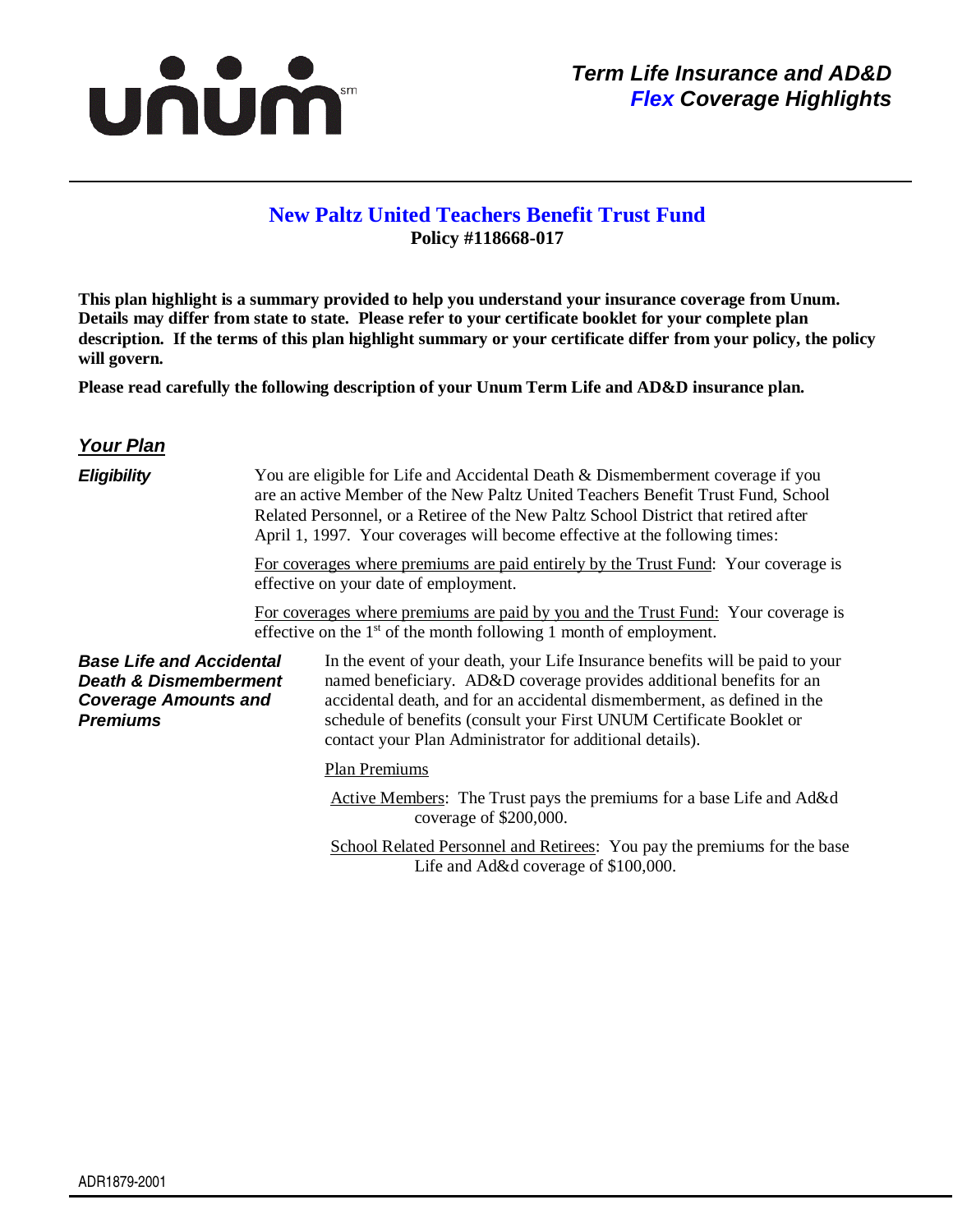unum[sm]

*Term Life Insurance and AD&D*
***Flex* Coverage Highlights**

## New Paltz United Teachers Benefit Trust Fund

**Policy #118668-017**

**This plan highlight is a summary provided to help you understand your insurance coverage from Unum. Details may differ from state to state. Please refer to your certificate booklet for your complete plan description. If the terms of this plan highlight summary or your certificate differ from your policy, the policy will govern.**

**Please read carefully the following description of your Unum Term Life and AD&D insurance plan.**

### *Your Plan*

***Eligibility***

You are eligible for Life and Accidental Death & Dismemberment coverage if you are an active Member of the New Paltz United Teachers Benefit Trust Fund, School Related Personnel, or a Retiree of the New Paltz School District that retired after April 1, 1997. Your coverages will become effective at the following times:

For coverages where premiums are paid entirely by the Trust Fund: Your coverage is effective on your date of employment.

For coverages where premiums are paid by you and the Trust Fund: Your coverage is effective on the 1st of the month following 1 month of employment.

***Base Life and Accidental Death & Dismemberment Coverage Amounts and Premiums***

In the event of your death, your Life Insurance benefits will be paid to your named beneficiary. AD&D coverage provides additional benefits for an accidental death, and for an accidental dismemberment, as defined in the schedule of benefits (consult your First UNUM Certificate Booklet or contact your Plan Administrator for additional details).

Plan Premiums

Active Members: The Trust pays the premiums for a base Life and Ad&d coverage of $200,000.

School Related Personnel and Retirees: You pay the premiums for the base Life and Ad&d coverage of $100,000.

ADR1879-2001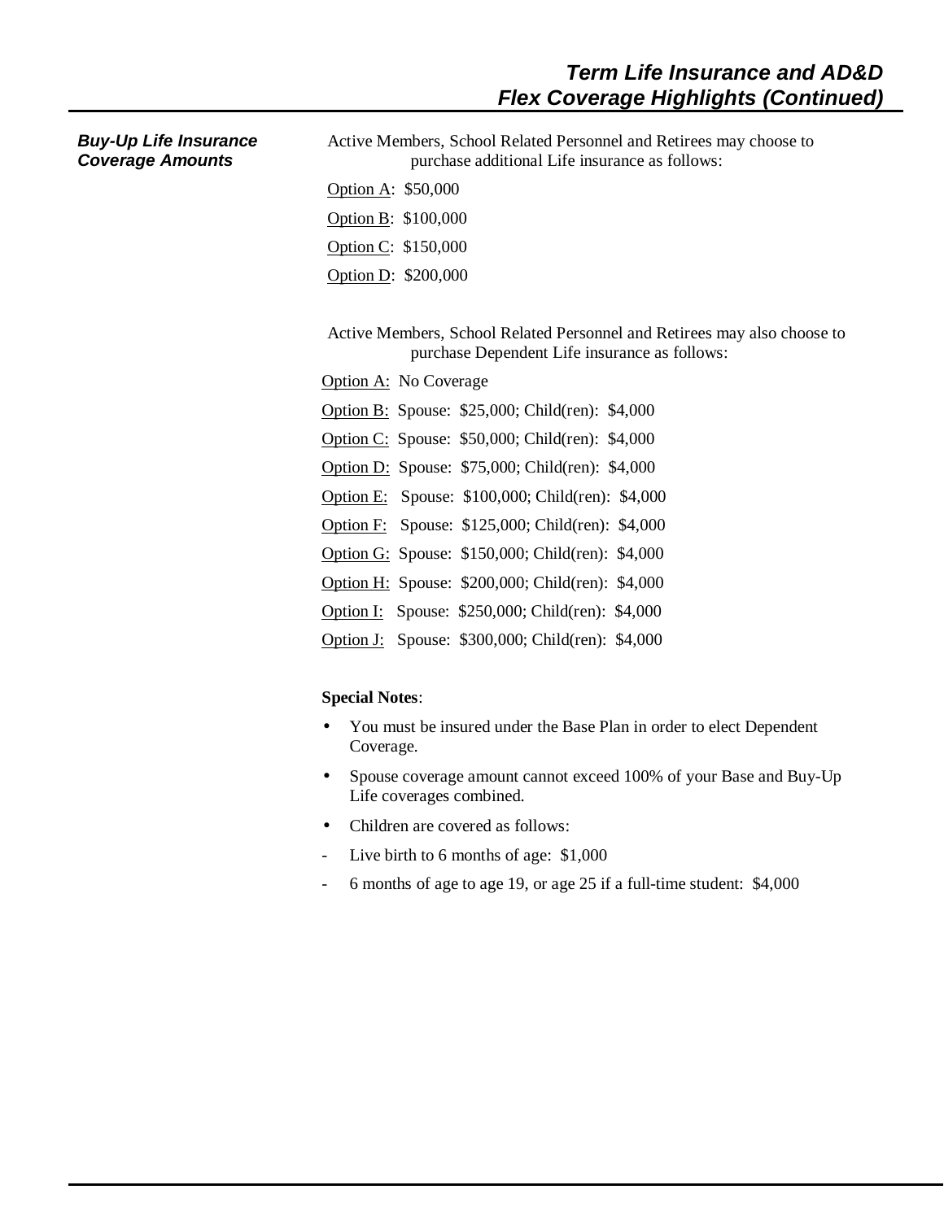# Term Life Insurance and AD&D Flex Coverage Highlights (Continued)

***Buy-Up Life Insurance Coverage Amounts***

Active Members, School Related Personnel and Retirees may choose to purchase additional Life insurance as follows:

Option A: $50,000

Option B: $100,000

Option C: $150,000

Option D: $200,000

Active Members, School Related Personnel and Retirees may also choose to purchase Dependent Life insurance as follows:

Option A: No Coverage

Option B: Spouse: $25,000; Child(ren): $4,000

Option C: Spouse: $50,000; Child(ren): $4,000

Option D: Spouse: $75,000; Child(ren): $4,000

Option E: Spouse: $100,000; Child(ren): $4,000

Option F: Spouse: $125,000; Child(ren): $4,000

Option G: Spouse: $150,000; Child(ren): $4,000

Option H: Spouse: $200,000; Child(ren): $4,000

Option I: Spouse: $250,000; Child(ren): $4,000

Option J: Spouse: $300,000; Child(ren): $4,000

**Special Notes**:

- You must be insured under the Base Plan in order to elect Dependent Coverage.
- Spouse coverage amount cannot exceed 100% of your Base and Buy-Up Life coverages combined.
- Children are covered as follows:
  - Live birth to 6 months of age: $1,000
  - 6 months of age to age 19, or age 25 if a full-time student: $4,000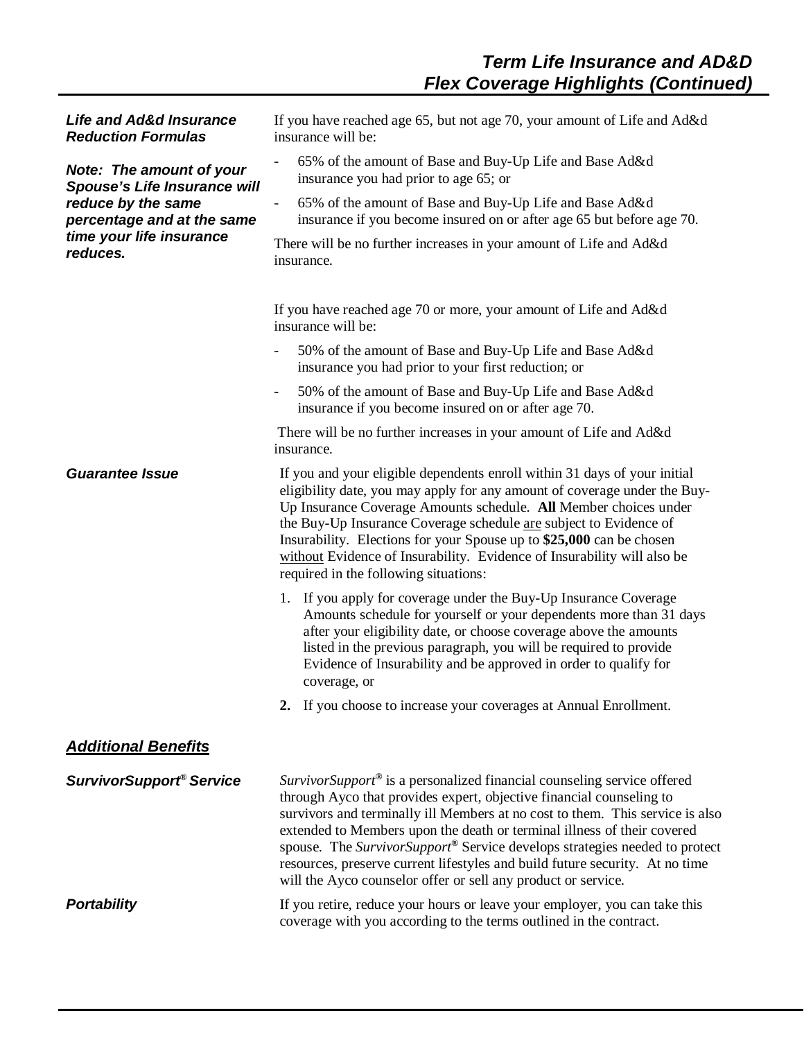## Term Life Insurance and AD&D Flex Coverage Highlights (Continued)

***Life and Ad&d Insurance Reduction Formulas***

***Note: The amount of your Spouse's Life Insurance will reduce by the same percentage and at the same time your life insurance reduces.***

If you have reached age 65, but not age 70, your amount of Life and Ad&d insurance will be:

- 65% of the amount of Base and Buy-Up Life and Base Ad&d insurance you had prior to age 65; or
- 65% of the amount of Base and Buy-Up Life and Base Ad&d insurance if you become insured on or after age 65 but before age 70.

There will be no further increases in your amount of Life and Ad&d insurance.

If you have reached age 70 or more, your amount of Life and Ad&d insurance will be:

- 50% of the amount of Base and Buy-Up Life and Base Ad&d insurance you had prior to your first reduction; or
- 50% of the amount of Base and Buy-Up Life and Base Ad&d insurance if you become insured on or after age 70.

There will be no further increases in your amount of Life and Ad&d insurance.

***Guarantee Issue***

If you and your eligible dependents enroll within 31 days of your initial eligibility date, you may apply for any amount of coverage under the Buy-Up Insurance Coverage Amounts schedule. **All** Member choices under the Buy-Up Insurance Coverage schedule <u>are</u> subject to Evidence of Insurability. Elections for your Spouse up to **$25,000** can be chosen <u>without</u> Evidence of Insurability. Evidence of Insurability will also be required in the following situations:

1. If you apply for coverage under the Buy-Up Insurance Coverage Amounts schedule for yourself or your dependents more than 31 days after your eligibility date, or choose coverage above the amounts listed in the previous paragraph, you will be required to provide Evidence of Insurability and be approved in order to qualify for coverage, or
2. If you choose to increase your coverages at Annual Enrollment.

### ***Additional Benefits***

***SurvivorSupport® Service***

*SurvivorSupport®* is a personalized financial counseling service offered through Ayco that provides expert, objective financial counseling to survivors and terminally ill Members at no cost to them. This service is also extended to Members upon the death or terminal illness of their covered spouse. The *SurvivorSupport®* Service develops strategies needed to protect resources, preserve current lifestyles and build future security. At no time will the Ayco counselor offer or sell any product or service.

***Portability***

If you retire, reduce your hours or leave your employer, you can take this coverage with you according to the terms outlined in the contract.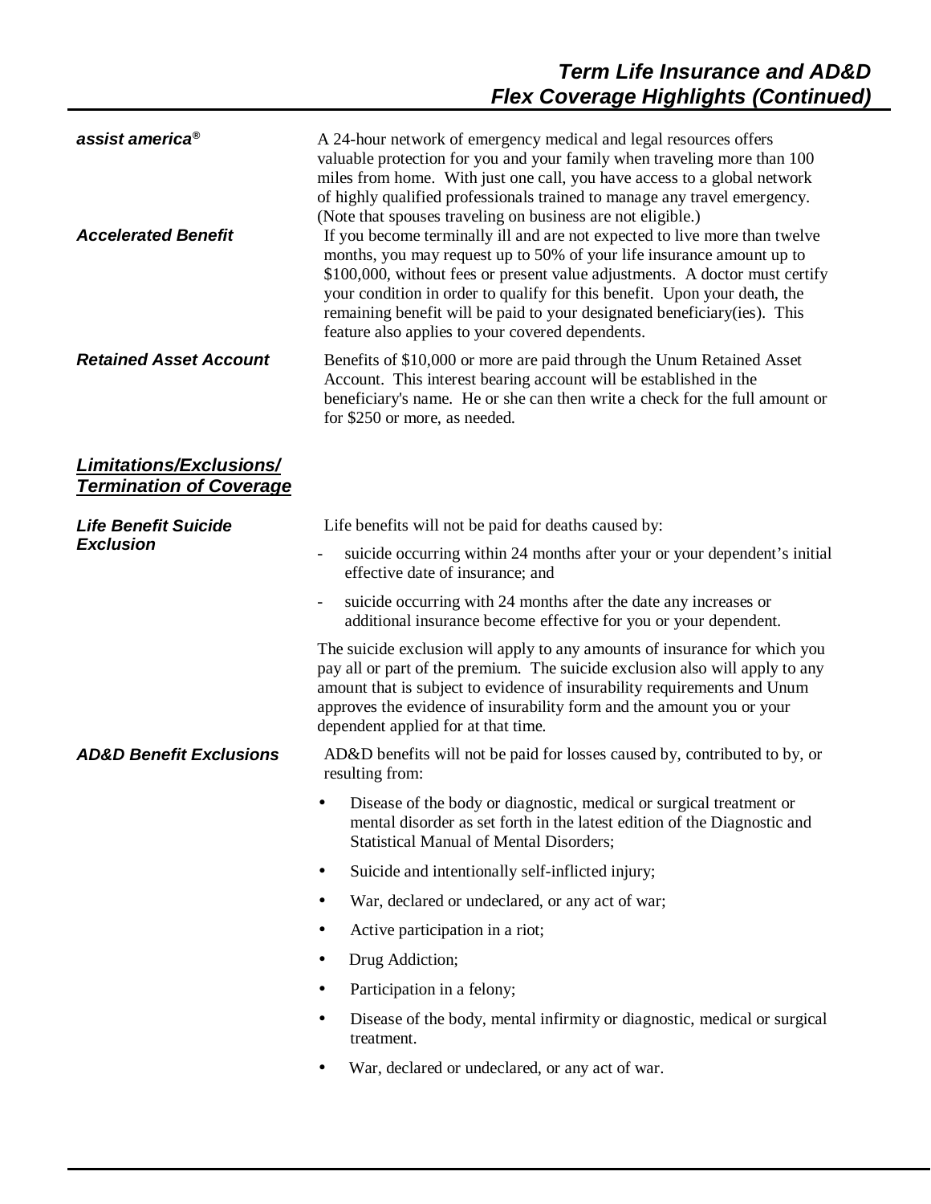**assist america®**

A 24-hour network of emergency medical and legal resources offers valuable protection for you and your family when traveling more than 100 miles from home. With just one call, you have access to a global network of highly qualified professionals trained to manage any travel emergency. (Note that spouses traveling on business are not eligible.)

***Accelerated Benefit***

If you become terminally ill and are not expected to live more than twelve months, you may request up to 50% of your life insurance amount up to $100,000, without fees or present value adjustments. A doctor must certify your condition in order to qualify for this benefit. Upon your death, the remaining benefit will be paid to your designated beneficiary(ies). This feature also applies to your covered dependents.

***Retained Asset Account***

Benefits of $10,000 or more are paid through the Unum Retained Asset Account. This interest bearing account will be established in the beneficiary's name. He or she can then write a check for the full amount or for $250 or more, as needed.

## ***Limitations/Exclusions/ Termination of Coverage***

***Life Benefit Suicide Exclusion***

Life benefits will not be paid for deaths caused by:

- suicide occurring within 24 months after your or your dependent's initial effective date of insurance; and
- suicide occurring with 24 months after the date any increases or additional insurance become effective for you or your dependent.

The suicide exclusion will apply to any amounts of insurance for which you pay all or part of the premium. The suicide exclusion also will apply to any amount that is subject to evidence of insurability requirements and Unum approves the evidence of insurability form and the amount you or your dependent applied for at that time.

***AD&D Benefit Exclusions***

AD&D benefits will not be paid for losses caused by, contributed to by, or resulting from:

- Disease of the body or diagnostic, medical or surgical treatment or mental disorder as set forth in the latest edition of the Diagnostic and Statistical Manual of Mental Disorders;
- Suicide and intentionally self-inflicted injury;
- War, declared or undeclared, or any act of war;
- Active participation in a riot;
- Drug Addiction;
- Participation in a felony;
- Disease of the body, mental infirmity or diagnostic, medical or surgical treatment.
- War, declared or undeclared, or any act of war.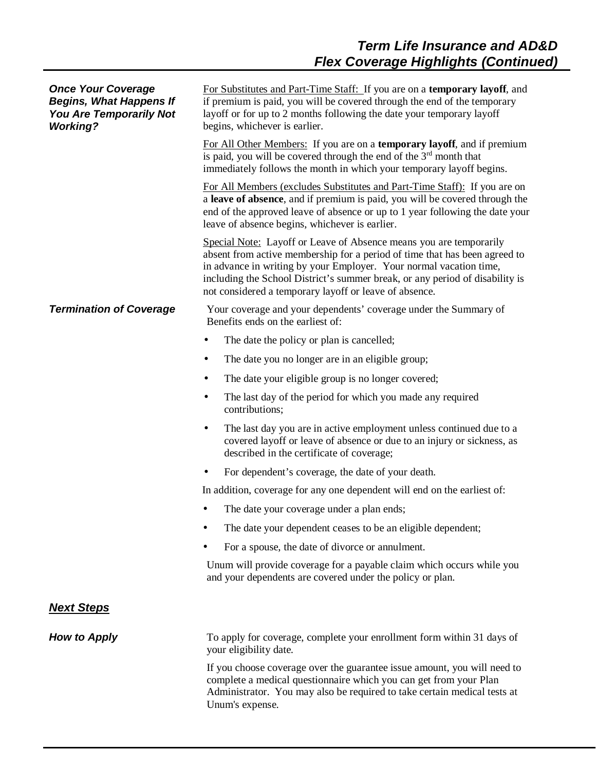### Once Your Coverage Begins, What Happens If You Are Temporarily Not Working?

For Substitutes and Part-Time Staff: If you are on a **temporary layoff**, and if premium is paid, you will be covered through the end of the temporary layoff or for up to 2 months following the date your temporary layoff begins, whichever is earlier.

For All Other Members: If you are on a **temporary layoff**, and if premium is paid, you will be covered through the end of the 3rd month that immediately follows the month in which your temporary layoff begins.

For All Members (excludes Substitutes and Part-Time Staff): If you are on a **leave of absence**, and if premium is paid, you will be covered through the end of the approved leave of absence or up to 1 year following the date your leave of absence begins, whichever is earlier.

Special Note: Layoff or Leave of Absence means you are temporarily absent from active membership for a period of time that has been agreed to in advance in writing by your Employer. Your normal vacation time, including the School District's summer break, or any period of disability is not considered a temporary layoff or leave of absence.

### Termination of Coverage

Your coverage and your dependents' coverage under the Summary of Benefits ends on the earliest of:

- The date the policy or plan is cancelled;
- The date you no longer are in an eligible group;
- The date your eligible group is no longer covered;
- The last day of the period for which you made any required contributions;
- The last day you are in active employment unless continued due to a covered layoff or leave of absence or due to an injury or sickness, as described in the certificate of coverage;
- For dependent's coverage, the date of your death.

In addition, coverage for any one dependent will end on the earliest of:

- The date your coverage under a plan ends;
- The date your dependent ceases to be an eligible dependent;
- For a spouse, the date of divorce or annulment.

Unum will provide coverage for a payable claim which occurs while you and your dependents are covered under the policy or plan.

## Next Steps

### How to Apply

To apply for coverage, complete your enrollment form within 31 days of your eligibility date.

If you choose coverage over the guarantee issue amount, you will need to complete a medical questionnaire which you can get from your Plan Administrator. You may also be required to take certain medical tests at Unum's expense.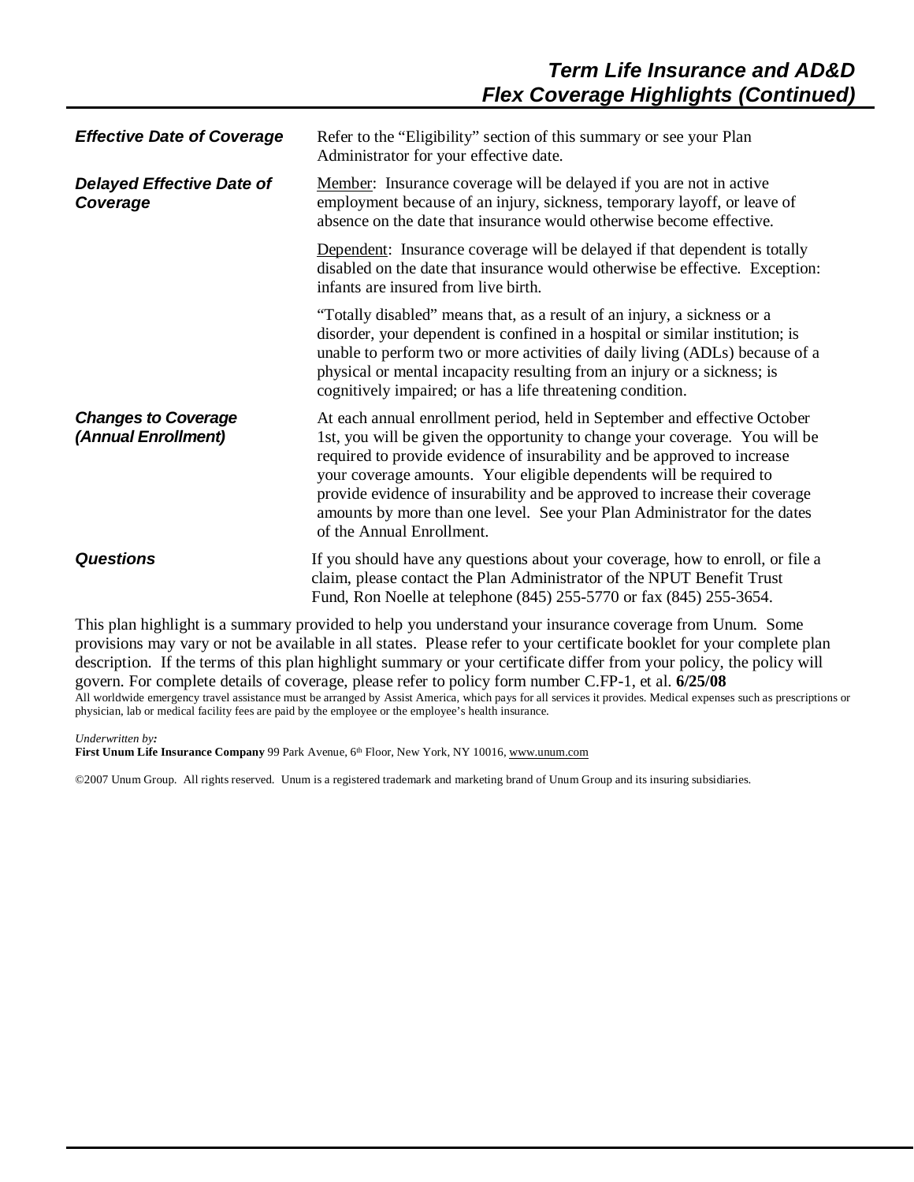## Term Life Insurance and AD&D Flex Coverage Highlights (Continued)

| | |
|---|---|
| ***Effective Date of Coverage*** | Refer to the "Eligibility" section of this summary or see your Plan Administrator for your effective date. |
| ***Delayed Effective Date of Coverage*** | Member: Insurance coverage will be delayed if you are not in active employment because of an injury, sickness, temporary layoff, or leave of absence on the date that insurance would otherwise become effective. |
| | Dependent: Insurance coverage will be delayed if that dependent is totally disabled on the date that insurance would otherwise be effective. Exception: infants are insured from live birth. |
| | "Totally disabled" means that, as a result of an injury, a sickness or a disorder, your dependent is confined in a hospital or similar institution; is unable to perform two or more activities of daily living (ADLs) because of a physical or mental incapacity resulting from an injury or a sickness; is cognitively impaired; or has a life threatening condition. |
| ***Changes to Coverage (Annual Enrollment)*** | At each annual enrollment period, held in September and effective October 1st, you will be given the opportunity to change your coverage. You will be required to provide evidence of insurability and be approved to increase your coverage amounts. Your eligible dependents will be required to provide evidence of insurability and be approved to increase their coverage amounts by more than one level. See your Plan Administrator for the dates of the Annual Enrollment. |
| ***Questions*** | If you should have any questions about your coverage, how to enroll, or file a claim, please contact the Plan Administrator of the NPUT Benefit Trust Fund, Ron Noelle at telephone (845) 255-5770 or fax (845) 255-3654. |

This plan highlight is a summary provided to help you understand your insurance coverage from Unum. Some provisions may vary or not be available in all states. Please refer to your certificate booklet for your complete plan description. If the terms of this plan highlight summary or your certificate differ from your policy, the policy will govern. For complete details of coverage, please refer to policy form number C.FP-1, et al. **6/25/08**

All worldwide emergency travel assistance must be arranged by Assist America, which pays for all services it provides. Medical expenses such as prescriptions or physician, lab or medical facility fees are paid by the employee or the employee's health insurance.

*Underwritten by:*
**First Unum Life Insurance Company** 99 Park Avenue, 6th Floor, New York, NY 10016, www.unum.com

©2007 Unum Group. All rights reserved. Unum is a registered trademark and marketing brand of Unum Group and its insuring subsidiaries.